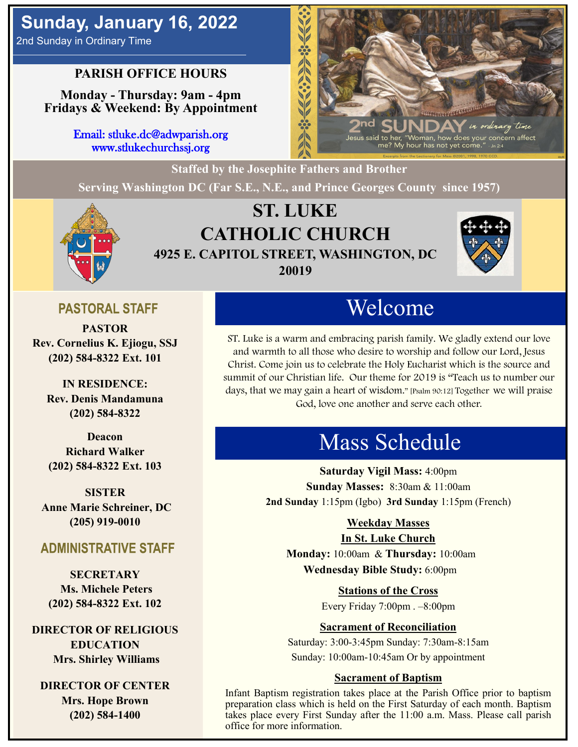# Sunday, January 16, 2022

2nd Sunday in Ordinary Time

**PARISH OFFICE HOURS**

**Monday - Thursday: 9am - 4pm**
**Fridays & Weekend: By Appointment**

Email: stluke.dc@adwparish.org
www.stlukechurchssj.org

2nd SUNDAY *in ordinary time*
Jesus said to her, "Woman, how does your concern affect me? My hour has not yet come." - Jn 2:4

Excerpts from the Lectionary for Mass ©2001, 1998, 1970 CCD.

**Staffed by the Josephite Fathers and Brother**

**Serving Washington DC (Far S.E., N.E., and Prince Georges County since 1957)**

# ST. LUKE CATHOLIC CHURCH

**4925 E. CAPITOL STREET, WASHINGTON, DC 20019**

## PASTORAL STAFF

**PASTOR**
**Rev. Cornelius K. Ejiogu, SSJ**
**(202) 584-8322 Ext. 101**

**IN RESIDENCE:**
**Rev. Denis Mandamuna**
**(202) 584-8322**

**Deacon**
**Richard Walker**
**(202) 584-8322 Ext. 103**

**SISTER**
**Anne Marie Schreiner, DC**
**(205) 919-0010**

## ADMINISTRATIVE STAFF

**SECRETARY**
**Ms. Michele Peters**
**(202) 584-8322 Ext. 102**

**DIRECTOR OF RELIGIOUS EDUCATION**
**Mrs. Shirley Williams**

**DIRECTOR OF CENTER**
**Mrs. Hope Brown**
**(202) 584-1400**

## Welcome

ST. Luke is a warm and embracing parish family. We gladly extend our love and warmth to all those who desire to worship and follow our Lord, Jesus Christ. Come join us to celebrate the Holy Eucharist which is the source and summit of our Christian life. Our theme for 2019 is "Teach us to number our days, that we may gain a heart of wisdom." [Psalm 90:12] Together we will praise God, love one another and serve each other.

## Mass Schedule

**Saturday Vigil Mass:** 4:00pm
**Sunday Masses:** 8:30am & 11:00am
**2nd Sunday** 1:15pm (Igbo) **3rd Sunday** 1:15pm (French)

**Weekday Masses**
**In St. Luke Church**
**Monday:** 10:00am & **Thursday:** 10:00am
**Wednesday Bible Study:** 6:00pm

**Stations of the Cross**
Every Friday 7:00pm . –8:00pm

**Sacrament of Reconciliation**
Saturday: 3:00-3:45pm Sunday: 7:30am-8:15am
Sunday: 10:00am-10:45am Or by appointment

**Sacrament of Baptism**
Infant Baptism registration takes place at the Parish Office prior to baptism preparation class which is held on the First Saturday of each month. Baptism takes place every First Sunday after the 11:00 a.m. Mass. Please call parish office for more information.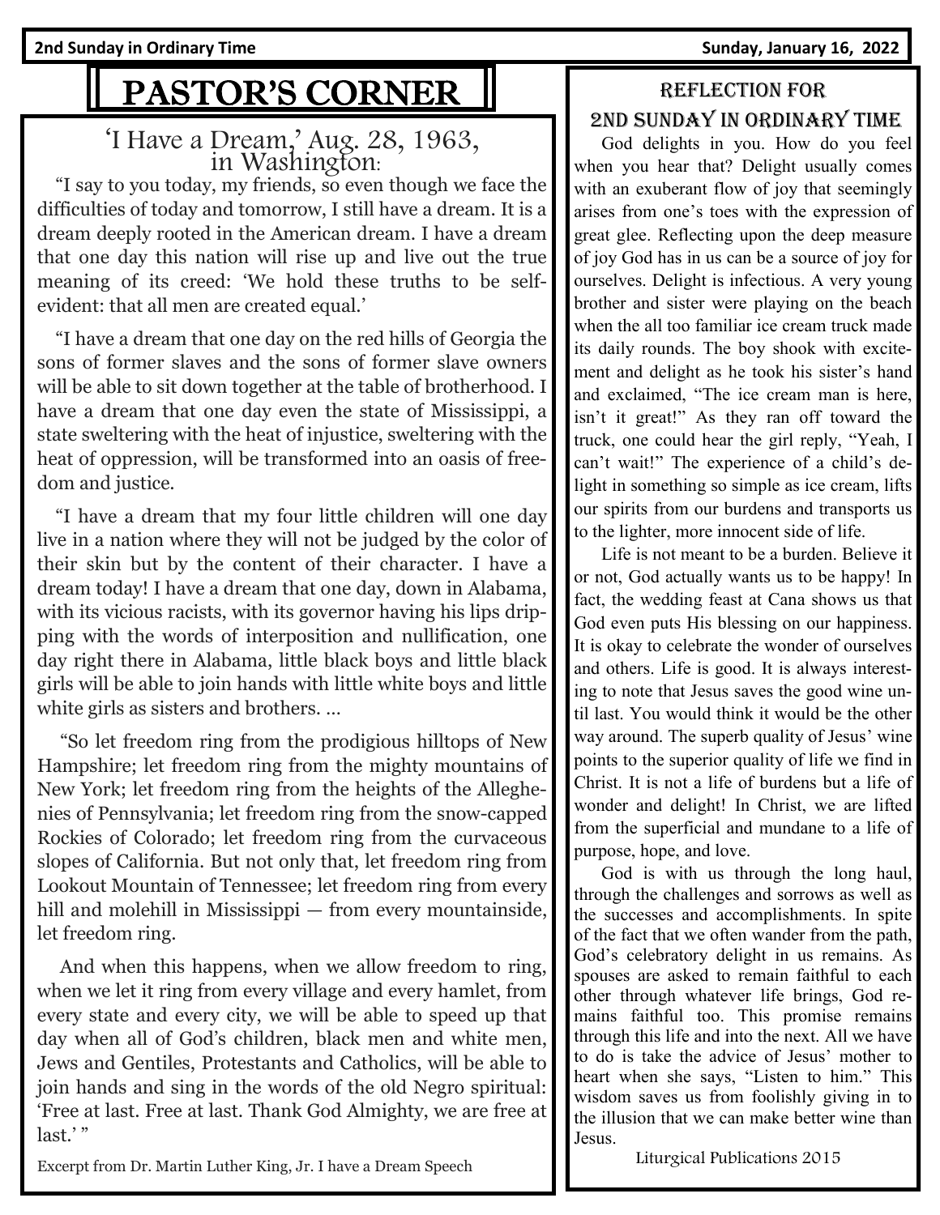# PASTOR'S CORNER

## 'I Have a Dream,' Aug. 28, 1963, in Washington:

"I say to you today, my friends, so even though we face the difficulties of today and tomorrow, I still have a dream. It is a dream deeply rooted in the American dream. I have a dream that one day this nation will rise up and live out the true meaning of its creed: 'We hold these truths to be self-evident: that all men are created equal.'

"I have a dream that one day on the red hills of Georgia the sons of former slaves and the sons of former slave owners will be able to sit down together at the table of brotherhood. I have a dream that one day even the state of Mississippi, a state sweltering with the heat of injustice, sweltering with the heat of oppression, will be transformed into an oasis of freedom and justice.

"I have a dream that my four little children will one day live in a nation where they will not be judged by the color of their skin but by the content of their character. I have a dream today! I have a dream that one day, down in Alabama, with its vicious racists, with its governor having his lips dripping with the words of interposition and nullification, one day right there in Alabama, little black boys and little black girls will be able to join hands with little white boys and little white girls as sisters and brothers. ...

"So let freedom ring from the prodigious hilltops of New Hampshire; let freedom ring from the mighty mountains of New York; let freedom ring from the heights of the Alleghenies of Pennsylvania; let freedom ring from the snow-capped Rockies of Colorado; let freedom ring from the curvaceous slopes of California. But not only that, let freedom ring from Lookout Mountain of Tennessee; let freedom ring from every hill and molehill in Mississippi — from every mountainside, let freedom ring.

And when this happens, when we allow freedom to ring, when we let it ring from every village and every hamlet, from every state and every city, we will be able to speed up that day when all of God's children, black men and white men, Jews and Gentiles, Protestants and Catholics, will be able to join hands and sing in the words of the old Negro spiritual: 'Free at last. Free at last. Thank God Almighty, we are free at last.' "

Excerpt from Dr. Martin Luther King, Jr. I have a Dream Speech

## Reflection for 2nd Sunday in Ordinary Time

God delights in you. How do you feel when you hear that? Delight usually comes with an exuberant flow of joy that seemingly arises from one's toes with the expression of great glee. Reflecting upon the deep measure of joy God has in us can be a source of joy for ourselves. Delight is infectious. A very young brother and sister were playing on the beach when the all too familiar ice cream truck made its daily rounds. The boy shook with excitement and delight as he took his sister's hand and exclaimed, "The ice cream man is here, isn't it great!" As they ran off toward the truck, one could hear the girl reply, "Yeah, I can't wait!" The experience of a child's delight in something so simple as ice cream, lifts our spirits from our burdens and transports us to the lighter, more innocent side of life.

Life is not meant to be a burden. Believe it or not, God actually wants us to be happy! In fact, the wedding feast at Cana shows us that God even puts His blessing on our happiness. It is okay to celebrate the wonder of ourselves and others. Life is good. It is always interesting to note that Jesus saves the good wine until last. You would think it would be the other way around. The superb quality of Jesus' wine points to the superior quality of life we find in Christ. It is not a life of burdens but a life of wonder and delight! In Christ, we are lifted from the superficial and mundane to a life of purpose, hope, and love.

God is with us through the long haul, through the challenges and sorrows as well as the successes and accomplishments. In spite of the fact that we often wander from the path, God's celebratory delight in us remains. As spouses are asked to remain faithful to each other through whatever life brings, God remains faithful too. This promise remains through this life and into the next. All we have to do is take the advice of Jesus' mother to heart when she says, "Listen to him." This wisdom saves us from foolishly giving in to the illusion that we can make better wine than Jesus.

Liturgical Publications 2015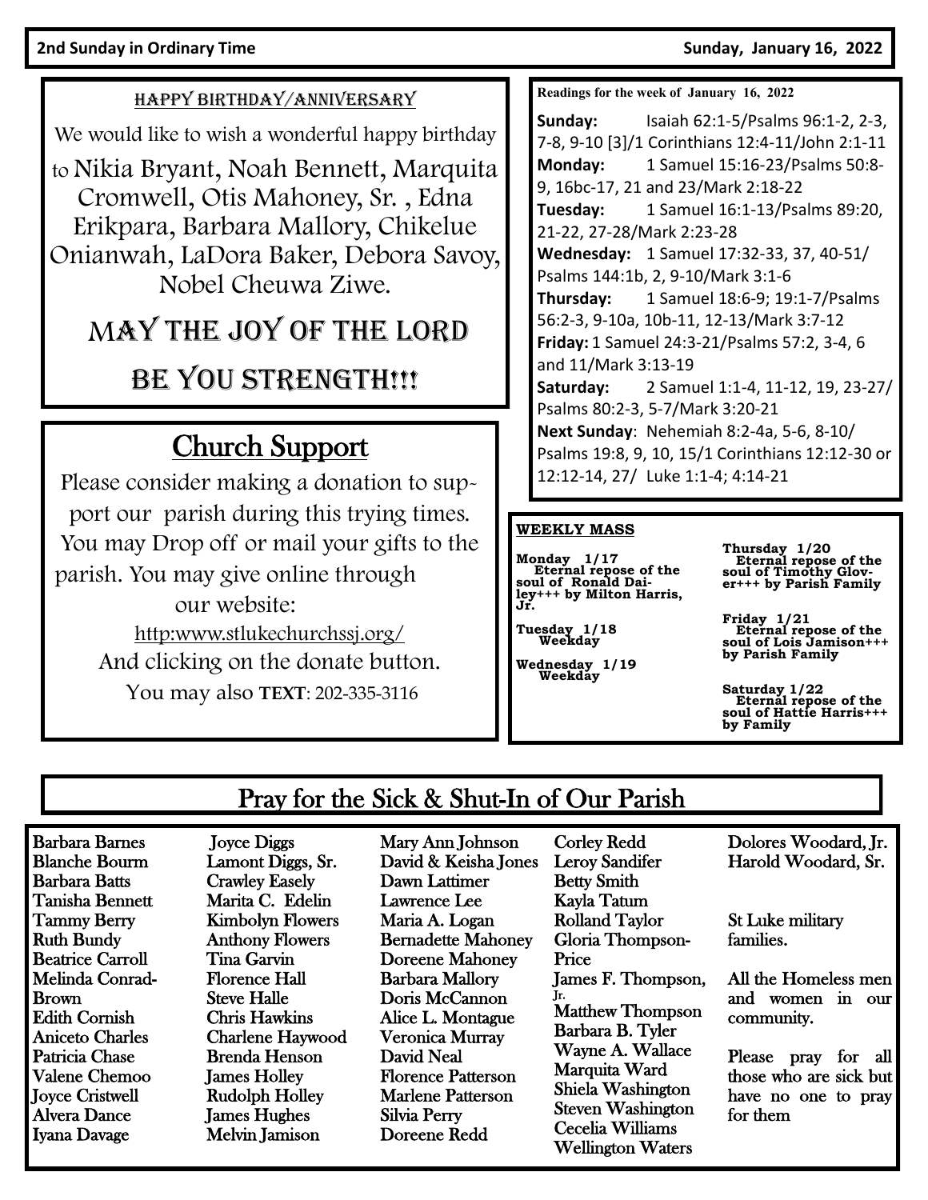## HAPPY BIRTHDAY/ANNIVERSARY

We would like to wish a wonderful happy birthday to Nikia Bryant, Noah Bennett, Marquita Cromwell, Otis Mahoney, Sr. , Edna Erikpara, Barbara Mallory, Chikelue Onianwah, LaDora Baker, Debora Savoy, Nobel Cheuwa Ziwe.

## MAY THE JOY OF THE LORD BE YOU STRENGTH!!!

## Church Support

Please consider making a donation to support our parish during this trying times. You may Drop off or mail your gifts to the parish. You may give online through our website:

http:www.stlukechurchssj.org/

And clicking on the donate button.

You may also **TEXT**: 202-335-3116

**Readings for the week of January 16, 2022**

**Sunday:** Isaiah 62:1-5/Psalms 96:1-2, 2-3, 7-8, 9-10 [3]/1 Corinthians 12:4-11/John 2:1-11
**Monday:** 1 Samuel 15:16-23/Psalms 50:8-9, 16bc-17, 21 and 23/Mark 2:18-22
**Tuesday:** 1 Samuel 16:1-13/Psalms 89:20, 21-22, 27-28/Mark 2:23-28
**Wednesday:** 1 Samuel 17:32-33, 37, 40-51/ Psalms 144:1b, 2, 9-10/Mark 3:1-6
**Thursday:** 1 Samuel 18:6-9; 19:1-7/Psalms 56:2-3, 9-10a, 10b-11, 12-13/Mark 3:7-12
**Friday:** 1 Samuel 24:3-21/Psalms 57:2, 3-4, 6 and 11/Mark 3:13-19
**Saturday:** 2 Samuel 1:1-4, 11-12, 19, 23-27/ Psalms 80:2-3, 5-7/Mark 3:20-21
**Next Sunday**: Nehemiah 8:2-4a, 5-6, 8-10/ Psalms 19:8, 9, 10, 15/1 Corinthians 12:12-30 or 12:12-14, 27/ Luke 1:1-4; 4:14-21

**WEEKLY MASS**

**Monday 1/17**
Eternal repose of the soul of Ronald Dailey+++ by Milton Harris, Jr.

**Tuesday 1/18**
Weekday

**Wednesday 1/19**
Weekday

**Thursday 1/20**
Eternal repose of the soul of Timothy Glover+++ by Parish Family

**Friday 1/21**
Eternal repose of the soul of Lois Jamison+++ by Parish Family

**Saturday 1/22**
Eternal repose of the soul of Hattie Harris+++ by Family

## Pray for the Sick & Shut-In of Our Parish

Barbara Barnes
Blanche Bourm
Barbara Batts
Tanisha Bennett
Tammy Berry
Ruth Bundy
Beatrice Carroll
Melinda Conrad-Brown
Edith Cornish
Aniceto Charles
Patricia Chase
Valene Chemoo
Joyce Cristwell
Alvera Dance
Iyana Davage
Joyce Diggs
Lamont Diggs, Sr.
Crawley Easely
Marita C. Edelin
Kimbolyn Flowers
Anthony Flowers
Tina Garvin
Florence Hall
Steve Halle
Chris Hawkins
Charlene Haywood
Brenda Henson
James Holley
Rudolph Holley
James Hughes
Melvin Jamison
Mary Ann Johnson
David & Keisha Jones
Dawn Lattimer
Lawrence Lee
Maria A. Logan
Bernadette Mahoney
Doreene Mahoney
Barbara Mallory
Doris McCannon
Alice L. Montague
Veronica Murray
David Neal
Florence Patterson
Marlene Patterson
Silvia Perry
Doreene Redd
Corley Redd
Leroy Sandifer
Betty Smith
Kayla Tatum
Rolland Taylor
Gloria Thompson-Price
James F. Thompson, Jr.
Matthew Thompson
Barbara B. Tyler
Wayne A. Wallace
Marquita Ward
Shiela Washington
Steven Washington
Cecelia Williams
Wellington Waters
Dolores Woodard, Jr.
Harold Woodard, Sr.

St Luke military families.

All the Homeless men and women in our community.

Please pray for all those who are sick but have no one to pray for them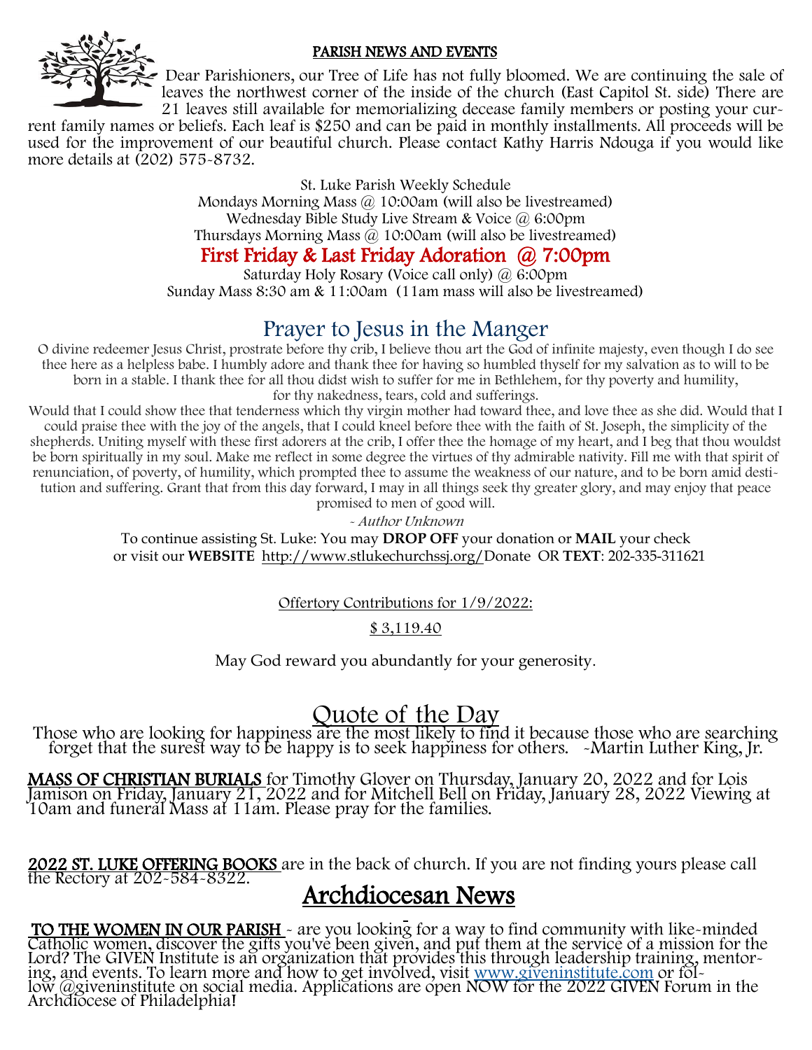**PARISH NEWS AND EVENTS**

Dear Parishioners, our Tree of Life has not fully bloomed. We are continuing the sale of leaves the northwest corner of the inside of the church (East Capitol St. side) There are 21 leaves still available for memorializing decease family members or posting your current family names or beliefs. Each leaf is $250 and can be paid in monthly installments. All proceeds will be used for the improvement of our beautiful church. Please contact Kathy Harris Ndouga if you would like more details at (202) 575-8732.

St. Luke Parish Weekly Schedule
Mondays Morning Mass @ 10:00am (will also be livestreamed)
Wednesday Bible Study Live Stream & Voice @ 6:00pm
Thursdays Morning Mass @ 10:00am (will also be livestreamed)

**First Friday & Last Friday Adoration @ 7:00pm**

Saturday Holy Rosary (Voice call only) @ 6:00pm
Sunday Mass 8:30 am & 11:00am (11am mass will also be livestreamed)

## Prayer to Jesus in the Manger

O divine redeemer Jesus Christ, prostrate before thy crib, I believe thou art the God of infinite majesty, even though I do see thee here as a helpless babe. I humbly adore and thank thee for having so humbled thyself for my salvation as to will to be born in a stable. I thank thee for all thou didst wish to suffer for me in Bethlehem, for thy poverty and humility, for thy nakedness, tears, cold and sufferings.

Would that I could show thee that tenderness which thy virgin mother had toward thee, and love thee as she did. Would that I could praise thee with the joy of the angels, that I could kneel before thee with the faith of St. Joseph, the simplicity of the shepherds. Uniting myself with these first adorers at the crib, I offer thee the homage of my heart, and I beg that thou wouldst be born spiritually in my soul. Make me reflect in some degree the virtues of thy admirable nativity. Fill me with that spirit of renunciation, of poverty, of humility, which prompted thee to assume the weakness of our nature, and to be born amid destitution and suffering. Grant that from this day forward, I may in all things seek thy greater glory, and may enjoy that peace promised to men of good will.

*- Author Unknown*

To continue assisting St. Luke: You may **DROP OFF** your donation or **MAIL** your check or visit our **WEBSITE** http://www.stlukechurchssj.org/Donate OR **TEXT**: 202-335-311621

Offertory Contributions for 1/9/2022:

$ 3,119.40

May God reward you abundantly for your generosity.

## Quote of the Day

Those who are looking for happiness are the most likely to find it because those who are searching forget that the surest way to be happy is to seek happiness for others. -Martin Luther King, Jr.

**MASS OF CHRISTIAN BURIALS** for Timothy Glover on Thursday, January 20, 2022 and for Lois Jamison on Friday, January 21, 2022 and for Mitchell Bell on Friday, January 28, 2022 Viewing at 10am and funeral Mass at 11am. Please pray for the families.

**2022 ST. LUKE OFFERING BOOKS** are in the back of church. If you are not finding yours please call the Rectory at 202-584-8322.

## Archdiocesan News

**TO THE WOMEN IN OUR PARISH** - are you looking for a way to find community with like-minded Catholic women, discover the gifts you've been given, and put them at the service of a mission for the Lord? The GIVEN Institute is an organization that provides this through leadership training, mentoring, and events. To learn more and how to get involved, visit www.giveninstitute.com or follow @giveninstitute on social media. Applications are open NOW for the 2022 GIVEN Forum in the Archdiocese of Philadelphia!